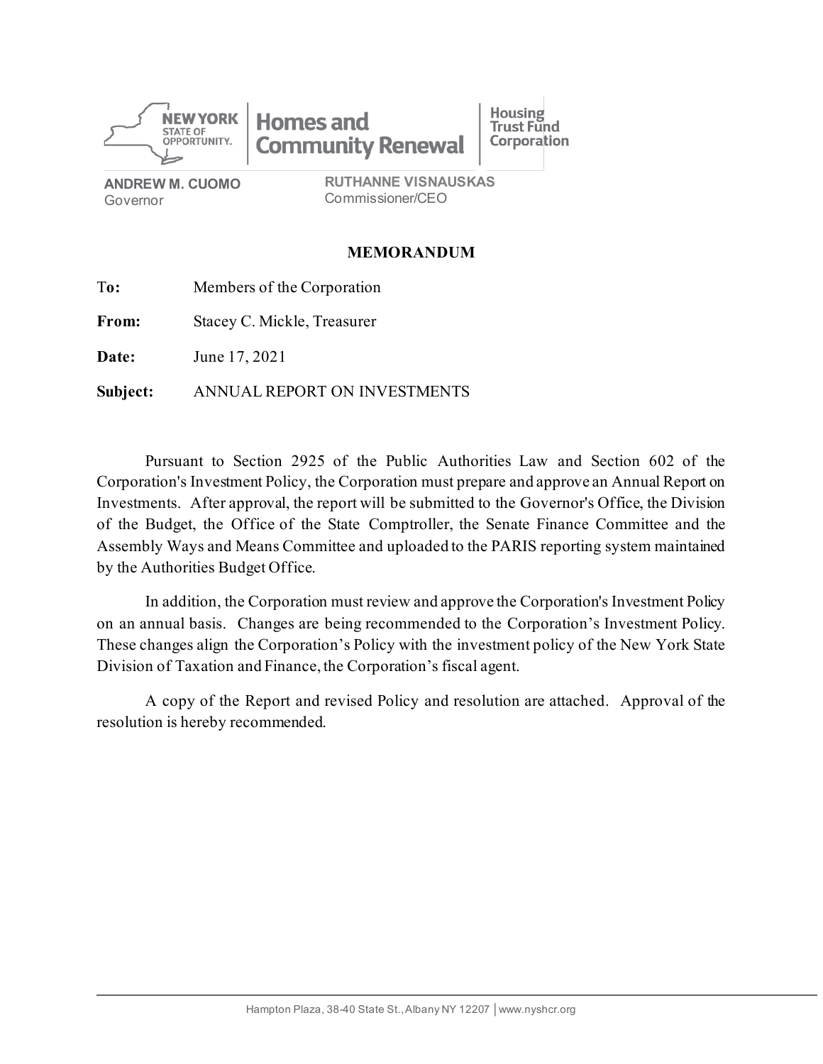NEW YORK STATE OF OPPORTUNITY. | Homes and Community Renewal | Housing Trust Fund Corporation

**ANDREW M. CUOMO**
Governor

**RUTHANNE VISNAUSKAS**
Commissioner/CEO

## MEMORANDUM

**To:** Members of the Corporation

**From:** Stacey C. Mickle, Treasurer

**Date:** June 17, 2021

**Subject:** ANNUAL REPORT ON INVESTMENTS

Pursuant to Section 2925 of the Public Authorities Law and Section 602 of the Corporation's Investment Policy, the Corporation must prepare and approve an Annual Report on Investments. After approval, the report will be submitted to the Governor's Office, the Division of the Budget, the Office of the State Comptroller, the Senate Finance Committee and the Assembly Ways and Means Committee and uploaded to the PARIS reporting system maintained by the Authorities Budget Office.

In addition, the Corporation must review and approve the Corporation's Investment Policy on an annual basis. Changes are being recommended to the Corporation's Investment Policy. These changes align the Corporation's Policy with the investment policy of the New York State Division of Taxation and Finance, the Corporation's fiscal agent.

A copy of the Report and revised Policy and resolution are attached. Approval of the resolution is hereby recommended.

Hampton Plaza, 38-40 State St., Albany NY 12207 | www.nyshcr.org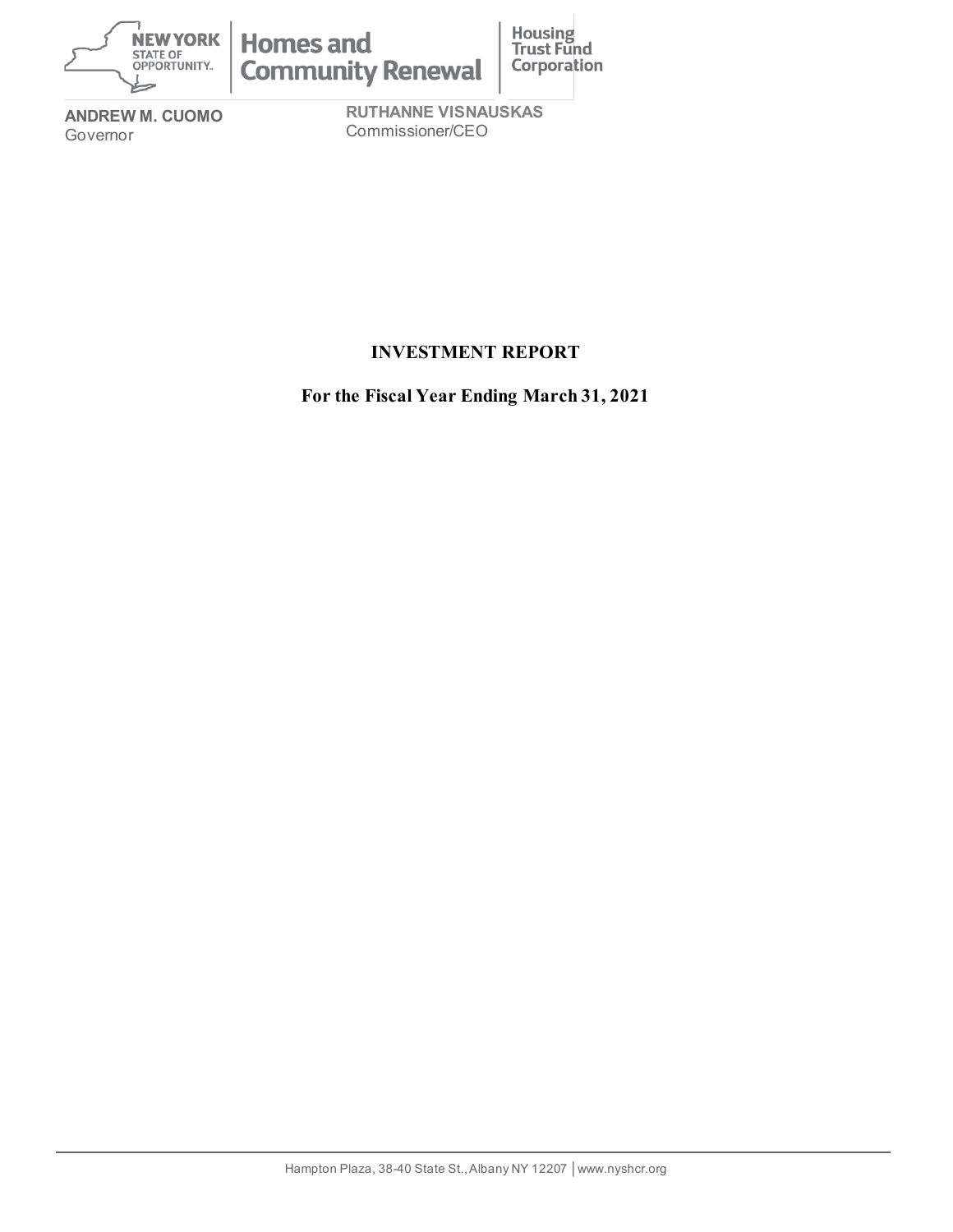**ANDREW M. CUOMO**
Governor

**RUTHANNE VISNAUSKAS**
Commissioner/CEO

# INVESTMENT REPORT

## For the Fiscal Year Ending March 31, 2021

Hampton Plaza, 38-40 State St., Albany NY 12207 | www.nyshcr.org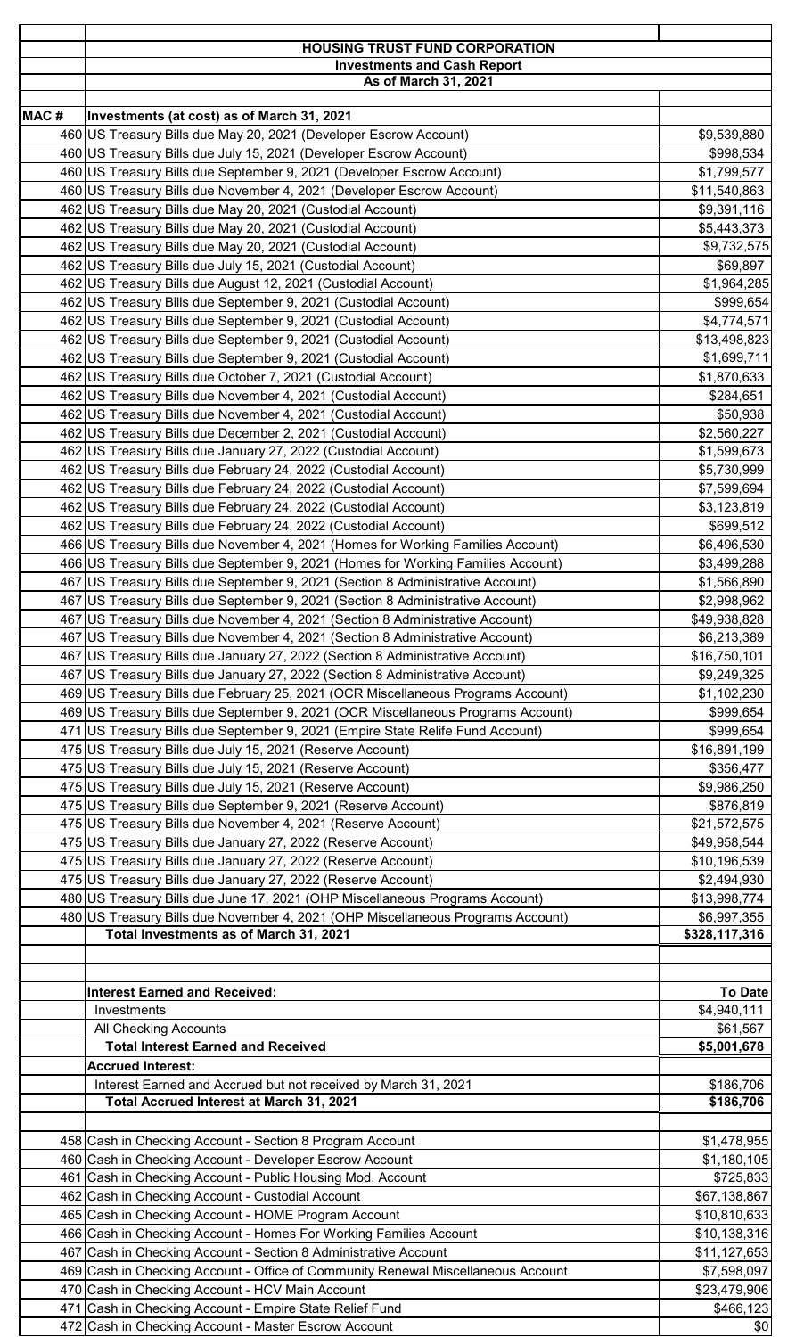## HOUSING TRUST FUND CORPORATION

### Investments and Cash Report

### As of March 31, 2021

| MAC # | Investments (at cost) as of March 31, 2021 | |
|---|---|---|
| 460 | US Treasury Bills due May 20, 2021 (Developer Escrow Account) | $9,539,880 |
| 460 | US Treasury Bills due July 15, 2021 (Developer Escrow Account) | $998,534 |
| 460 | US Treasury Bills due September 9, 2021 (Developer Escrow Account) | $1,799,577 |
| 460 | US Treasury Bills due November 4, 2021 (Developer Escrow Account) | $11,540,863 |
| 462 | US Treasury Bills due May 20, 2021 (Custodial Account) | $9,391,116 |
| 462 | US Treasury Bills due May 20, 2021 (Custodial Account) | $5,443,373 |
| 462 | US Treasury Bills due May 20, 2021 (Custodial Account) | $9,732,575 |
| 462 | US Treasury Bills due July 15, 2021 (Custodial Account) | $69,897 |
| 462 | US Treasury Bills due August 12, 2021 (Custodial Account) | $1,964,285 |
| 462 | US Treasury Bills due September 9, 2021 (Custodial Account) | $999,654 |
| 462 | US Treasury Bills due September 9, 2021 (Custodial Account) | $4,774,571 |
| 462 | US Treasury Bills due September 9, 2021 (Custodial Account) | $13,498,823 |
| 462 | US Treasury Bills due September 9, 2021 (Custodial Account) | $1,699,711 |
| 462 | US Treasury Bills due October 7, 2021 (Custodial Account) | $1,870,633 |
| 462 | US Treasury Bills due November 4, 2021 (Custodial Account) | $284,651 |
| 462 | US Treasury Bills due November 4, 2021 (Custodial Account) | $50,938 |
| 462 | US Treasury Bills due December 2, 2021 (Custodial Account) | $2,560,227 |
| 462 | US Treasury Bills due January 27, 2022 (Custodial Account) | $1,599,673 |
| 462 | US Treasury Bills due February 24, 2022 (Custodial Account) | $5,730,999 |
| 462 | US Treasury Bills due February 24, 2022 (Custodial Account) | $7,599,694 |
| 462 | US Treasury Bills due February 24, 2022 (Custodial Account) | $3,123,819 |
| 462 | US Treasury Bills due February 24, 2022 (Custodial Account) | $699,512 |
| 466 | US Treasury Bills due November 4, 2021 (Homes for Working Families Account) | $6,496,530 |
| 466 | US Treasury Bills due September 9, 2021 (Homes for Working Families Account) | $3,499,288 |
| 467 | US Treasury Bills due September 9, 2021 (Section 8 Administrative Account) | $1,566,890 |
| 467 | US Treasury Bills due September 9, 2021 (Section 8 Administrative Account) | $2,998,962 |
| 467 | US Treasury Bills due November 4, 2021 (Section 8 Administrative Account) | $49,938,828 |
| 467 | US Treasury Bills due November 4, 2021 (Section 8 Administrative Account) | $6,213,389 |
| 467 | US Treasury Bills due January 27, 2022 (Section 8 Administrative Account) | $16,750,101 |
| 467 | US Treasury Bills due January 27, 2022 (Section 8 Administrative Account) | $9,249,325 |
| 469 | US Treasury Bills due February 25, 2021 (OCR Miscellaneous Programs Account) | $1,102,230 |
| 469 | US Treasury Bills due September 9, 2021 (OCR Miscellaneous Programs Account) | $999,654 |
| 471 | US Treasury Bills due September 9, 2021 (Empire State Relife Fund Account) | $999,654 |
| 475 | US Treasury Bills due July 15, 2021 (Reserve Account) | $16,891,199 |
| 475 | US Treasury Bills due July 15, 2021 (Reserve Account) | $356,477 |
| 475 | US Treasury Bills due July 15, 2021 (Reserve Account) | $9,986,250 |
| 475 | US Treasury Bills due September 9, 2021 (Reserve Account) | $876,819 |
| 475 | US Treasury Bills due November 4, 2021 (Reserve Account) | $21,572,575 |
| 475 | US Treasury Bills due January 27, 2022 (Reserve Account) | $49,958,544 |
| 475 | US Treasury Bills due January 27, 2022 (Reserve Account) | $10,196,539 |
| 475 | US Treasury Bills due January 27, 2022 (Reserve Account) | $2,494,930 |
| 480 | US Treasury Bills due June 17, 2021 (OHP Miscellaneous Programs Account) | $13,998,774 |
| 480 | US Treasury Bills due November 4, 2021 (OHP Miscellaneous Programs Account) | $6,997,355 |
| | **Total Investments as of March 31, 2021** | **$328,117,316** |

| | Interest Earned and Received: | To Date |
|---|---|---|
| | Investments | $4,940,111 |
| | All Checking Accounts | $61,567 |
| | **Total Interest Earned and Received** | **$5,001,678** |
| | **Accrued Interest:** | |
| | Interest Earned and Accrued but not received by March 31, 2021 | $186,706 |
| | **Total Accrued Interest at March 31, 2021** | **$186,706** |

| MAC # | Account | Amount |
|---|---|---|
| 458 | Cash in Checking Account - Section 8 Program Account | $1,478,955 |
| 460 | Cash in Checking Account - Developer Escrow Account | $1,180,105 |
| 461 | Cash in Checking Account - Public Housing Mod. Account | $725,833 |
| 462 | Cash in Checking Account - Custodial Account | $67,138,867 |
| 465 | Cash in Checking Account - HOME Program Account | $10,810,633 |
| 466 | Cash in Checking Account - Homes For Working Families Account | $10,138,316 |
| 467 | Cash in Checking Account - Section 8 Administrative Account | $11,127,653 |
| 469 | Cash in Checking Account - Office of Community Renewal Miscellaneous Account | $7,598,097 |
| 470 | Cash in Checking Account - HCV Main Account | $23,479,906 |
| 471 | Cash in Checking Account - Empire State Relief Fund | $466,123 |
| 472 | Cash in Checking Account - Master Escrow Account | $0 |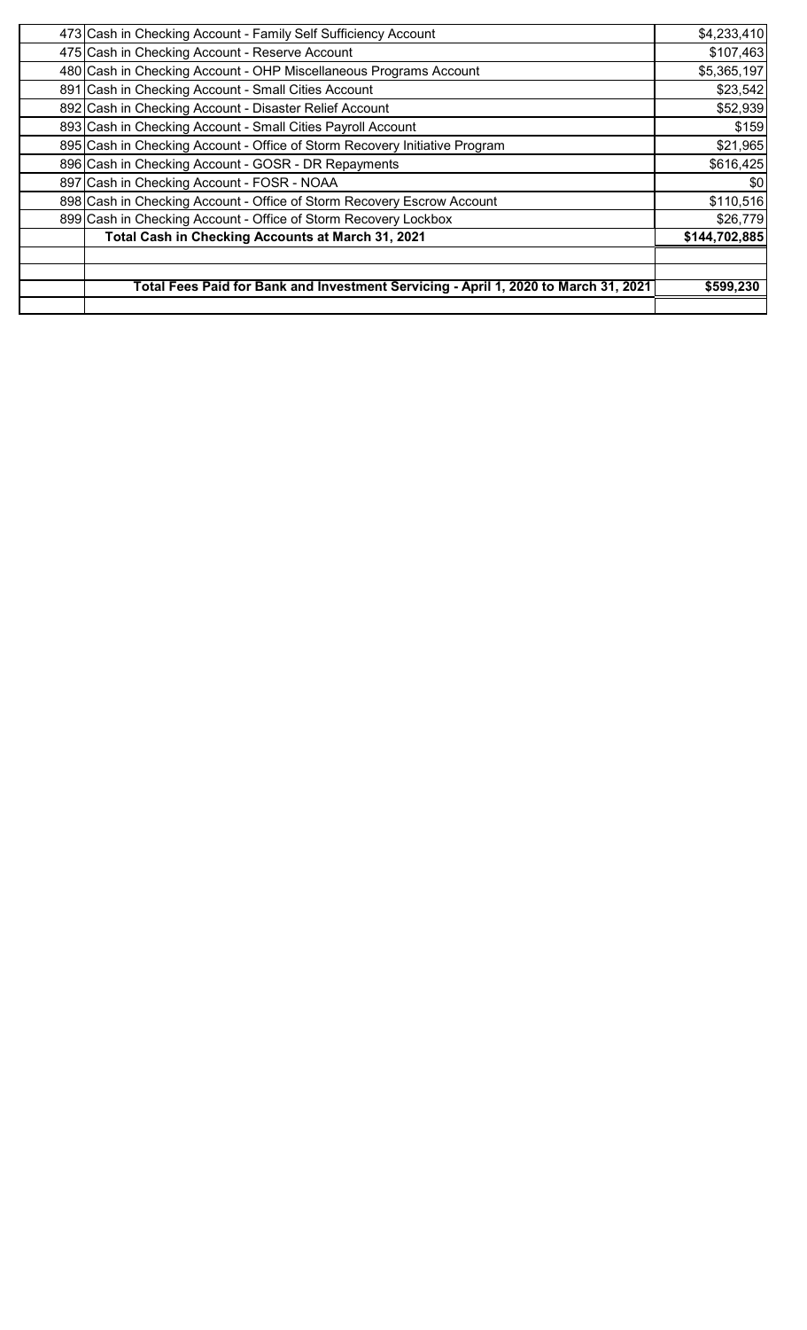| | | |
|---|---|---|
| 473 | Cash in Checking Account - Family Self Sufficiency Account | $4,233,410 |
| 475 | Cash in Checking Account - Reserve Account | $107,463 |
| 480 | Cash in Checking Account - OHP Miscellaneous Programs Account | $5,365,197 |
| 891 | Cash in Checking Account - Small Cities Account | $23,542 |
| 892 | Cash in Checking Account - Disaster Relief Account | $52,939 |
| 893 | Cash in Checking Account - Small Cities Payroll Account | $159 |
| 895 | Cash in Checking Account - Office of Storm Recovery Initiative Program | $21,965 |
| 896 | Cash in Checking Account - GOSR - DR Repayments | $616,425 |
| 897 | Cash in Checking Account - FOSR - NOAA | $0 |
| 898 | Cash in Checking Account - Office of Storm Recovery Escrow Account | $110,516 |
| 899 | Cash in Checking Account - Office of Storm Recovery Lockbox | $26,779 |
| | **Total Cash in Checking Accounts at March 31, 2021** | **$144,702,885** |
| | | |
| | | |
| | **Total Fees Paid for Bank and Investment Servicing - April 1, 2020 to March 31, 2021** | **$599,230** |
| | | |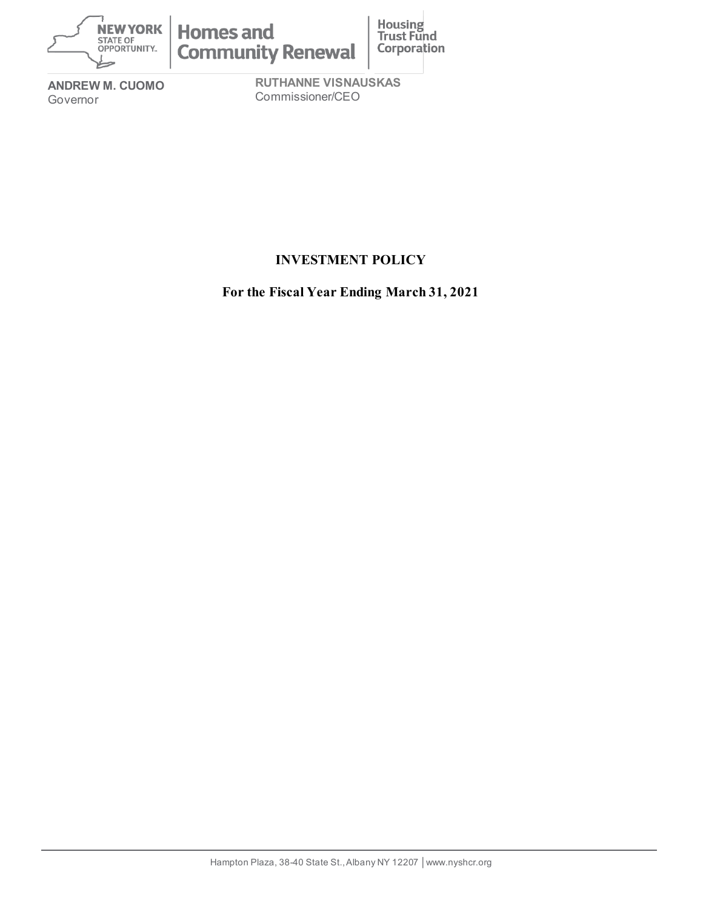NEW YORK STATE OF OPPORTUNITY. | Homes and Community Renewal | Housing Trust Fund Corporation

**ANDREW M. CUOMO**
Governor

**RUTHANNE VISNAUSKAS**
Commissioner/CEO

# INVESTMENT POLICY

## For the Fiscal Year Ending March 31, 2021

Hampton Plaza, 38-40 State St., Albany NY 12207 | www.nyshcr.org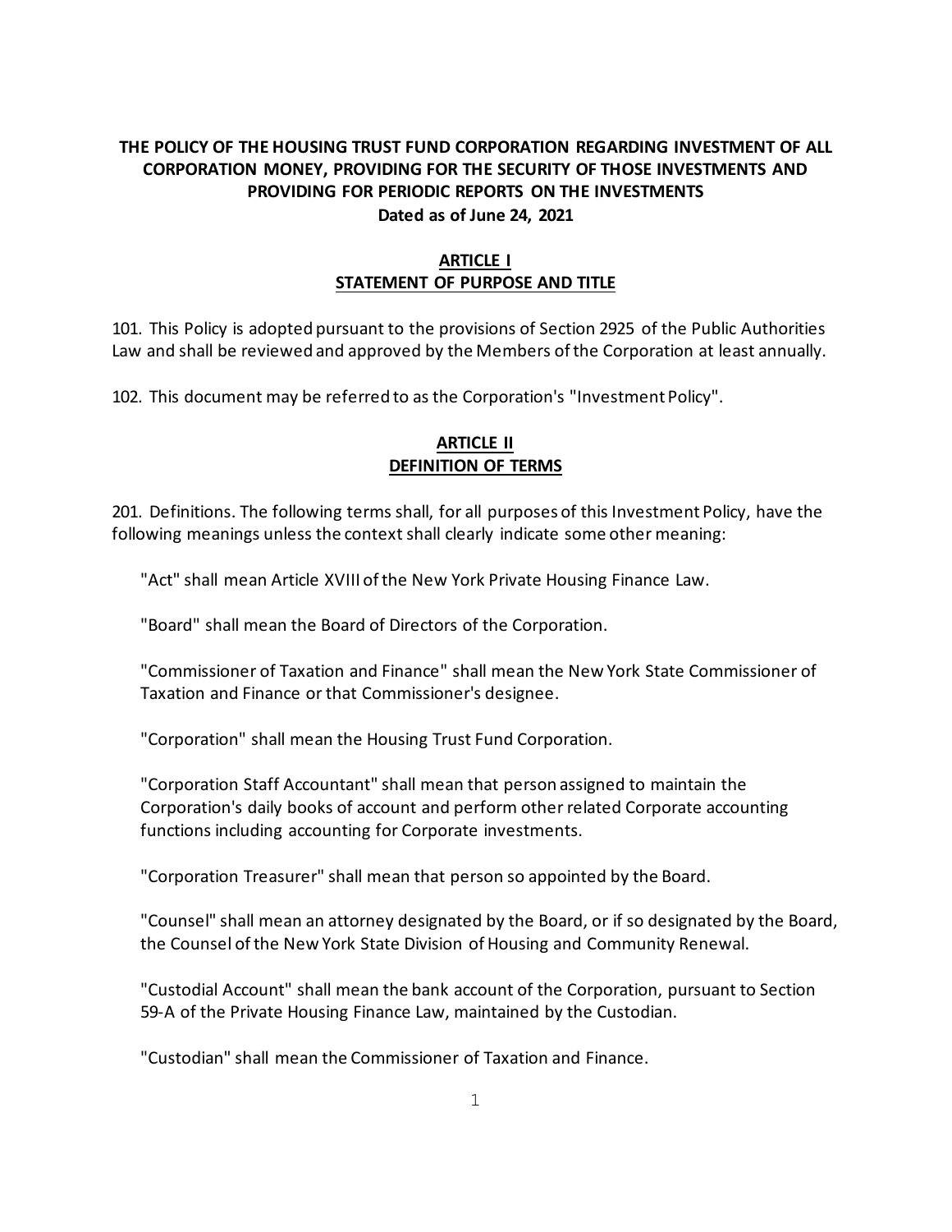**THE POLICY OF THE HOUSING TRUST FUND CORPORATION REGARDING INVESTMENT OF ALL CORPORATION MONEY, PROVIDING FOR THE SECURITY OF THOSE INVESTMENTS AND PROVIDING FOR PERIODIC REPORTS ON THE INVESTMENTS**

**Dated as of June 24, 2021**

## ARTICLE I
## STATEMENT OF PURPOSE AND TITLE

101. This Policy is adopted pursuant to the provisions of Section 2925 of the Public Authorities Law and shall be reviewed and approved by the Members of the Corporation at least annually.

102. This document may be referred to as the Corporation's "Investment Policy".

## ARTICLE II
## DEFINITION OF TERMS

201. Definitions. The following terms shall, for all purposes of this Investment Policy, have the following meanings unless the context shall clearly indicate some other meaning:

"Act" shall mean Article XVIII of the New York Private Housing Finance Law.

"Board" shall mean the Board of Directors of the Corporation.

"Commissioner of Taxation and Finance" shall mean the New York State Commissioner of Taxation and Finance or that Commissioner's designee.

"Corporation" shall mean the Housing Trust Fund Corporation.

"Corporation Staff Accountant" shall mean that person assigned to maintain the Corporation's daily books of account and perform other related Corporate accounting functions including accounting for Corporate investments.

"Corporation Treasurer" shall mean that person so appointed by the Board.

"Counsel" shall mean an attorney designated by the Board, or if so designated by the Board, the Counsel of the New York State Division of Housing and Community Renewal.

"Custodial Account" shall mean the bank account of the Corporation, pursuant to Section 59-A of the Private Housing Finance Law, maintained by the Custodian.

"Custodian" shall mean the Commissioner of Taxation and Finance.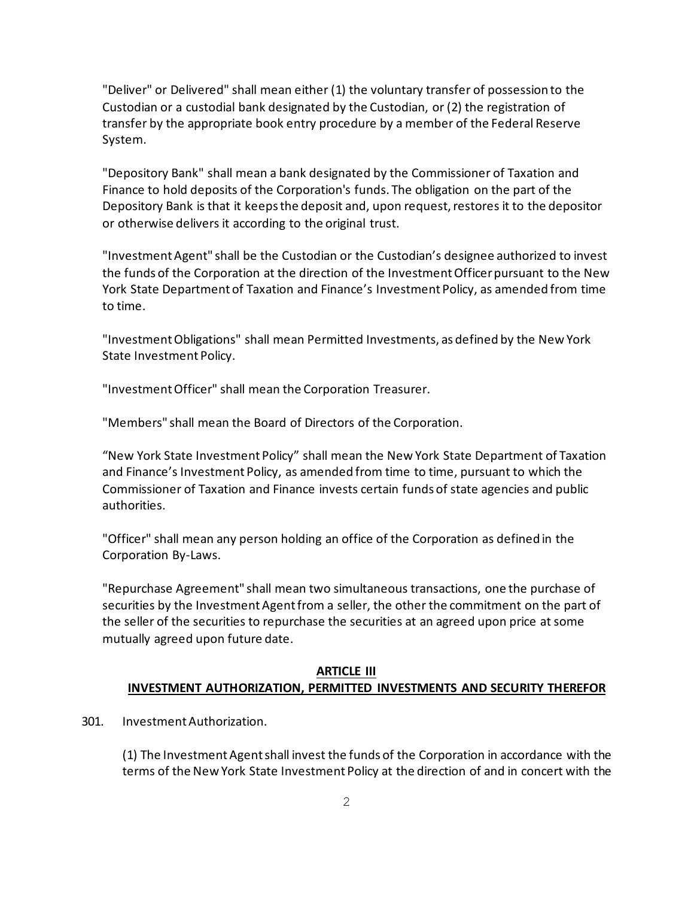"Deliver" or Delivered" shall mean either (1) the voluntary transfer of possession to the Custodian or a custodial bank designated by the Custodian, or (2) the registration of transfer by the appropriate book entry procedure by a member of the Federal Reserve System.

"Depository Bank" shall mean a bank designated by the Commissioner of Taxation and Finance to hold deposits of the Corporation's funds. The obligation on the part of the Depository Bank is that it keeps the deposit and, upon request, restores it to the depositor or otherwise delivers it according to the original trust.

"Investment Agent" shall be the Custodian or the Custodian's designee authorized to invest the funds of the Corporation at the direction of the Investment Officer pursuant to the New York State Department of Taxation and Finance's Investment Policy, as amended from time to time.

"Investment Obligations" shall mean Permitted Investments, as defined by the New York State Investment Policy.

"Investment Officer" shall mean the Corporation Treasurer.

"Members" shall mean the Board of Directors of the Corporation.

"New York State Investment Policy" shall mean the New York State Department of Taxation and Finance's Investment Policy, as amended from time to time, pursuant to which the Commissioner of Taxation and Finance invests certain funds of state agencies and public authorities.

"Officer" shall mean any person holding an office of the Corporation as defined in the Corporation By-Laws.

"Repurchase Agreement" shall mean two simultaneous transactions, one the purchase of securities by the Investment Agent from a seller, the other the commitment on the part of the seller of the securities to repurchase the securities at an agreed upon price at some mutually agreed upon future date.

## ARTICLE III
## INVESTMENT AUTHORIZATION, PERMITTED INVESTMENTS AND SECURITY THEREFOR

301. Investment Authorization.

(1) The Investment Agent shall invest the funds of the Corporation in accordance with the terms of the New York State Investment Policy at the direction of and in concert with the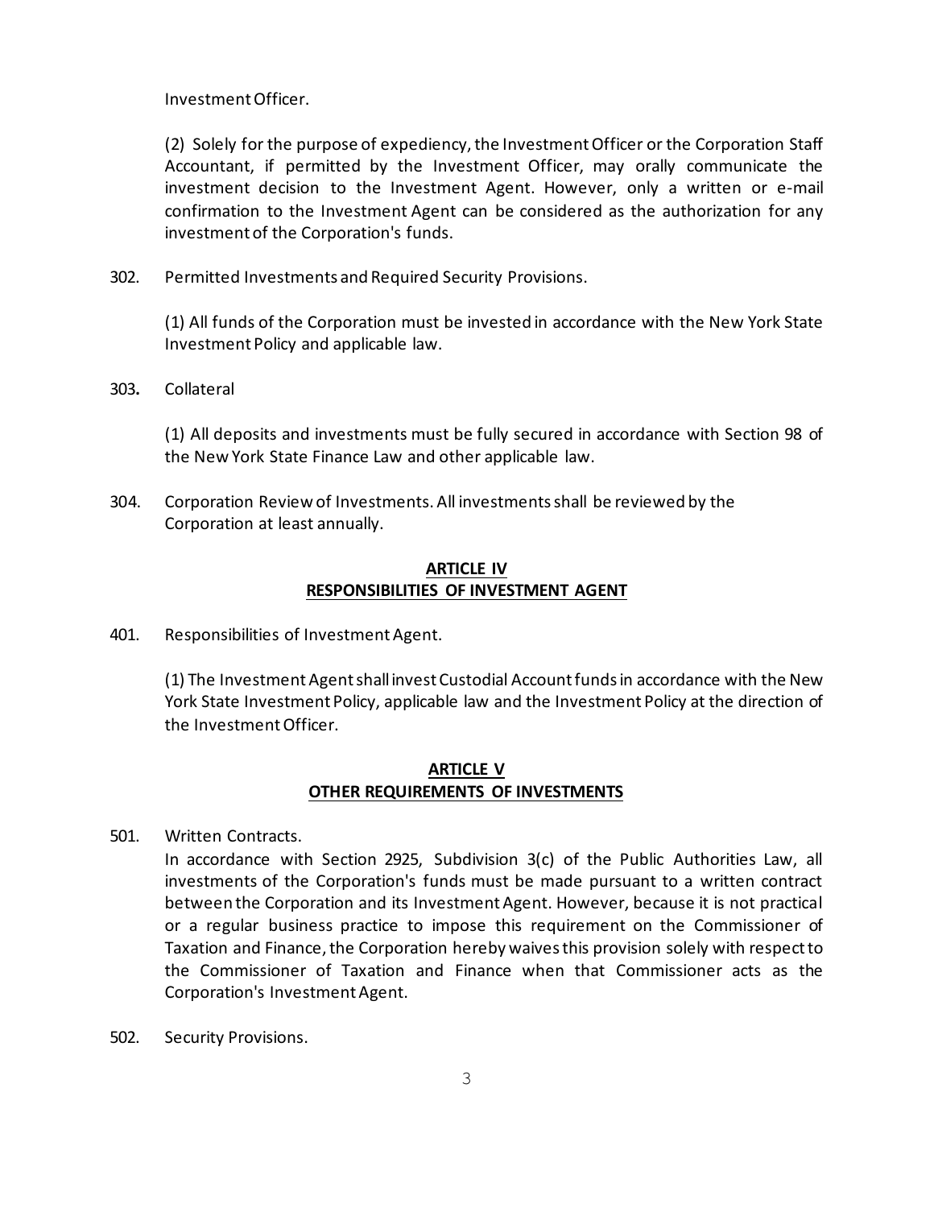Investment Officer.

(2) Solely for the purpose of expediency, the Investment Officer or the Corporation Staff Accountant, if permitted by the Investment Officer, may orally communicate the investment decision to the Investment Agent. However, only a written or e-mail confirmation to the Investment Agent can be considered as the authorization for any investment of the Corporation's funds.

302. Permitted Investments and Required Security Provisions.

(1) All funds of the Corporation must be invested in accordance with the New York State Investment Policy and applicable law.

303**.** Collateral

(1) All deposits and investments must be fully secured in accordance with Section 98 of the New York State Finance Law and other applicable law.

304. Corporation Review of Investments. All investments shall be reviewed by the Corporation at least annually.

## ARTICLE IV
## RESPONSIBILITIES OF INVESTMENT AGENT

401. Responsibilities of Investment Agent.

(1) The Investment Agent shall invest Custodial Account funds in accordance with the New York State Investment Policy, applicable law and the Investment Policy at the direction of the Investment Officer.

## ARTICLE V
## OTHER REQUIREMENTS OF INVESTMENTS

501. Written Contracts.
In accordance with Section 2925, Subdivision 3(c) of the Public Authorities Law, all investments of the Corporation's funds must be made pursuant to a written contract between the Corporation and its Investment Agent. However, because it is not practical or a regular business practice to impose this requirement on the Commissioner of Taxation and Finance, the Corporation hereby waives this provision solely with respect to the Commissioner of Taxation and Finance when that Commissioner acts as the Corporation's Investment Agent.

502. Security Provisions.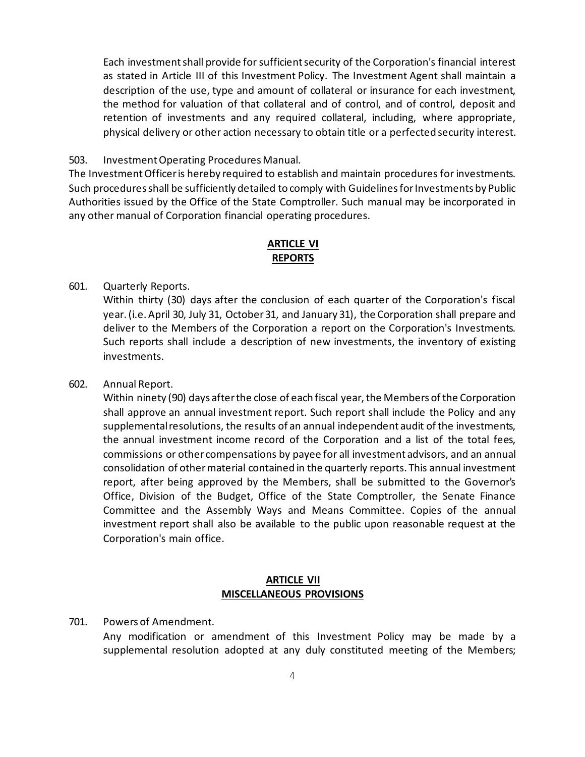Each investment shall provide for sufficient security of the Corporation's financial interest as stated in Article III of this Investment Policy. The Investment Agent shall maintain a description of the use, type and amount of collateral or insurance for each investment, the method for valuation of that collateral and of control, and of control, deposit and retention of investments and any required collateral, including, where appropriate, physical delivery or other action necessary to obtain title or a perfected security interest.

503. Investment Operating Procedures Manual.
The Investment Officer is hereby required to establish and maintain procedures for investments. Such procedures shall be sufficiently detailed to comply with Guidelines for Investments by Public Authorities issued by the Office of the State Comptroller. Such manual may be incorporated in any other manual of Corporation financial operating procedures.

## ARTICLE VI
## REPORTS

601. Quarterly Reports.
Within thirty (30) days after the conclusion of each quarter of the Corporation's fiscal year. (i.e. April 30, July 31, October 31, and January 31), the Corporation shall prepare and deliver to the Members of the Corporation a report on the Corporation's Investments. Such reports shall include a description of new investments, the inventory of existing investments.

602. Annual Report.
Within ninety (90) days after the close of each fiscal year, the Members of the Corporation shall approve an annual investment report. Such report shall include the Policy and any supplemental resolutions, the results of an annual independent audit of the investments, the annual investment income record of the Corporation and a list of the total fees, commissions or other compensations by payee for all investment advisors, and an annual consolidation of other material contained in the quarterly reports. This annual investment report, after being approved by the Members, shall be submitted to the Governor's Office, Division of the Budget, Office of the State Comptroller, the Senate Finance Committee and the Assembly Ways and Means Committee. Copies of the annual investment report shall also be available to the public upon reasonable request at the Corporation's main office.

## ARTICLE VII
## MISCELLANEOUS PROVISIONS

701. Powers of Amendment.
Any modification or amendment of this Investment Policy may be made by a supplemental resolution adopted at any duly constituted meeting of the Members;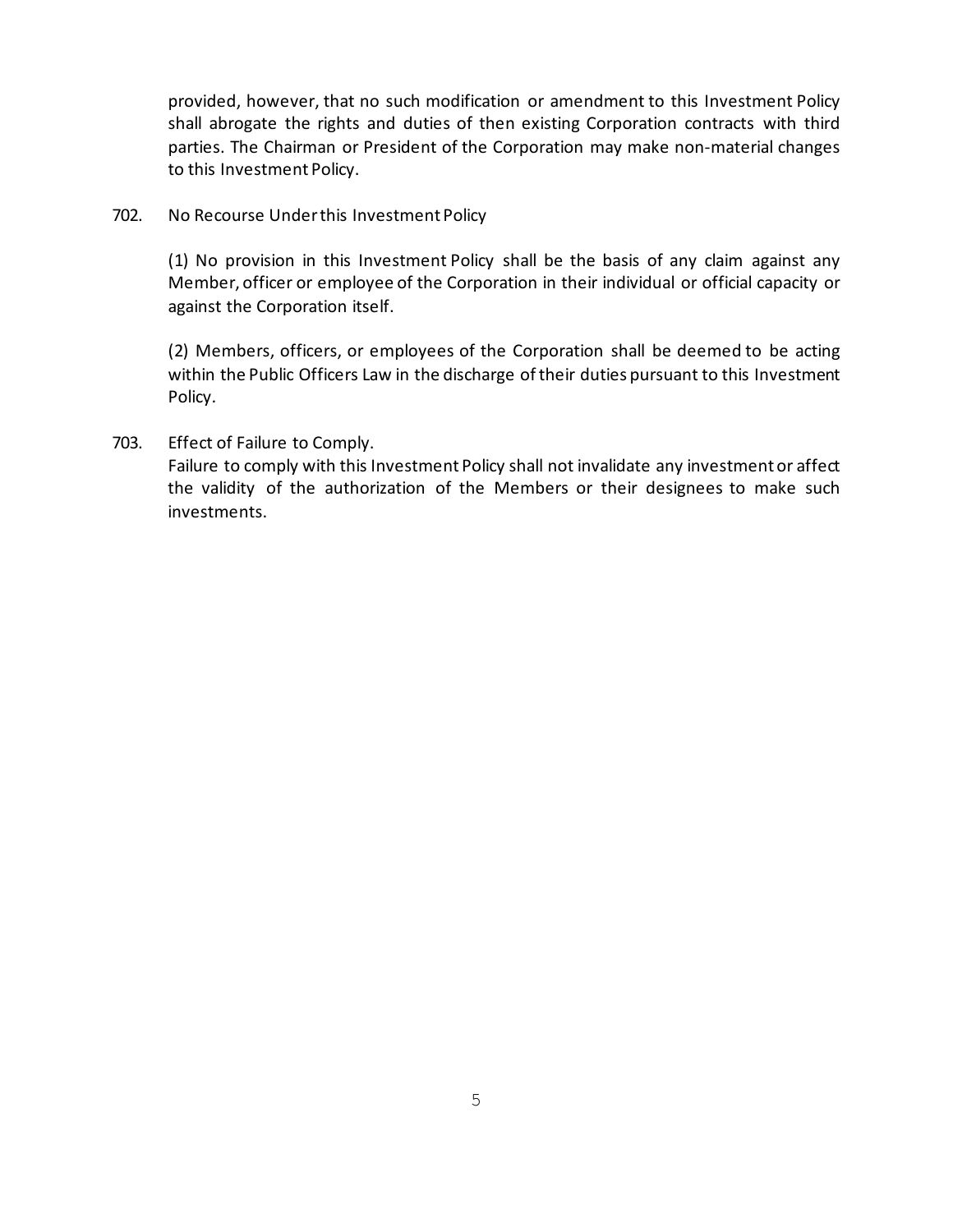provided, however, that no such modification or amendment to this Investment Policy shall abrogate the rights and duties of then existing Corporation contracts with third parties. The Chairman or President of the Corporation may make non-material changes to this Investment Policy.

702. No Recourse Under this Investment Policy

(1) No provision in this Investment Policy shall be the basis of any claim against any Member, officer or employee of the Corporation in their individual or official capacity or against the Corporation itself.

(2) Members, officers, or employees of the Corporation shall be deemed to be acting within the Public Officers Law in the discharge of their duties pursuant to this Investment Policy.

703. Effect of Failure to Comply.
Failure to comply with this Investment Policy shall not invalidate any investment or affect the validity of the authorization of the Members or their designees to make such investments.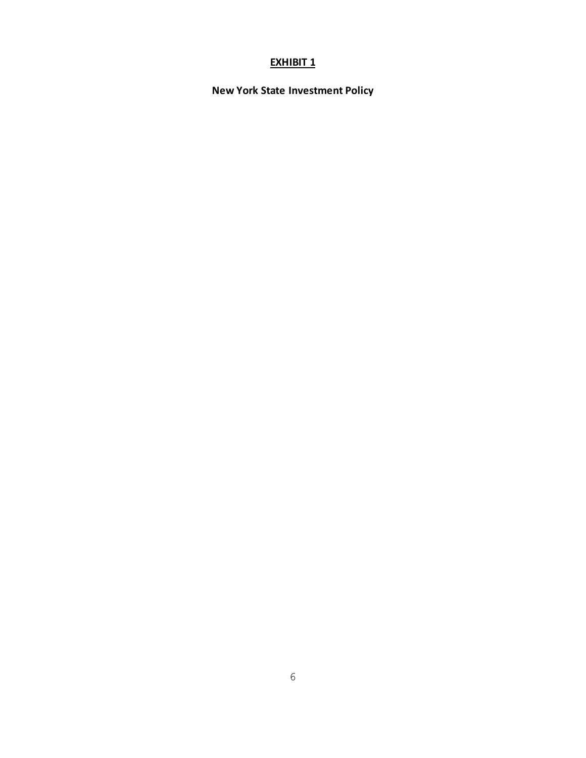**EXHIBIT 1**

**New York State Investment Policy**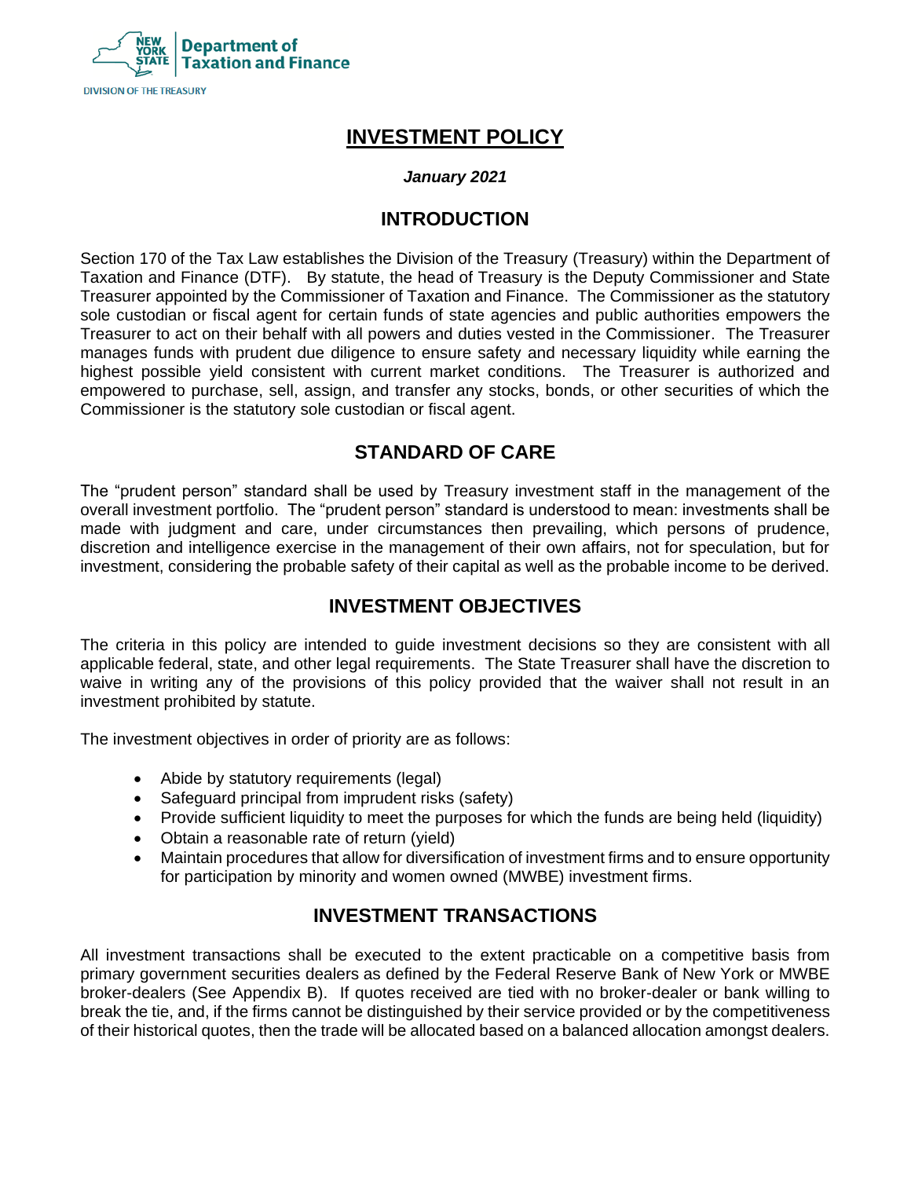NEW YORK STATE | Department of Taxation and Finance

DIVISION OF THE TREASURY

# INVESTMENT POLICY

***January 2021***

## INTRODUCTION

Section 170 of the Tax Law establishes the Division of the Treasury (Treasury) within the Department of Taxation and Finance (DTF). By statute, the head of Treasury is the Deputy Commissioner and State Treasurer appointed by the Commissioner of Taxation and Finance. The Commissioner as the statutory sole custodian or fiscal agent for certain funds of state agencies and public authorities empowers the Treasurer to act on their behalf with all powers and duties vested in the Commissioner. The Treasurer manages funds with prudent due diligence to ensure safety and necessary liquidity while earning the highest possible yield consistent with current market conditions. The Treasurer is authorized and empowered to purchase, sell, assign, and transfer any stocks, bonds, or other securities of which the Commissioner is the statutory sole custodian or fiscal agent.

## STANDARD OF CARE

The "prudent person" standard shall be used by Treasury investment staff in the management of the overall investment portfolio. The "prudent person" standard is understood to mean: investments shall be made with judgment and care, under circumstances then prevailing, which persons of prudence, discretion and intelligence exercise in the management of their own affairs, not for speculation, but for investment, considering the probable safety of their capital as well as the probable income to be derived.

## INVESTMENT OBJECTIVES

The criteria in this policy are intended to guide investment decisions so they are consistent with all applicable federal, state, and other legal requirements. The State Treasurer shall have the discretion to waive in writing any of the provisions of this policy provided that the waiver shall not result in an investment prohibited by statute.

The investment objectives in order of priority are as follows:

- Abide by statutory requirements (legal)
- Safeguard principal from imprudent risks (safety)
- Provide sufficient liquidity to meet the purposes for which the funds are being held (liquidity)
- Obtain a reasonable rate of return (yield)
- Maintain procedures that allow for diversification of investment firms and to ensure opportunity for participation by minority and women owned (MWBE) investment firms.

## INVESTMENT TRANSACTIONS

All investment transactions shall be executed to the extent practicable on a competitive basis from primary government securities dealers as defined by the Federal Reserve Bank of New York or MWBE broker-dealers (See Appendix B). If quotes received are tied with no broker-dealer or bank willing to break the tie, and, if the firms cannot be distinguished by their service provided or by the competitiveness of their historical quotes, then the trade will be allocated based on a balanced allocation amongst dealers.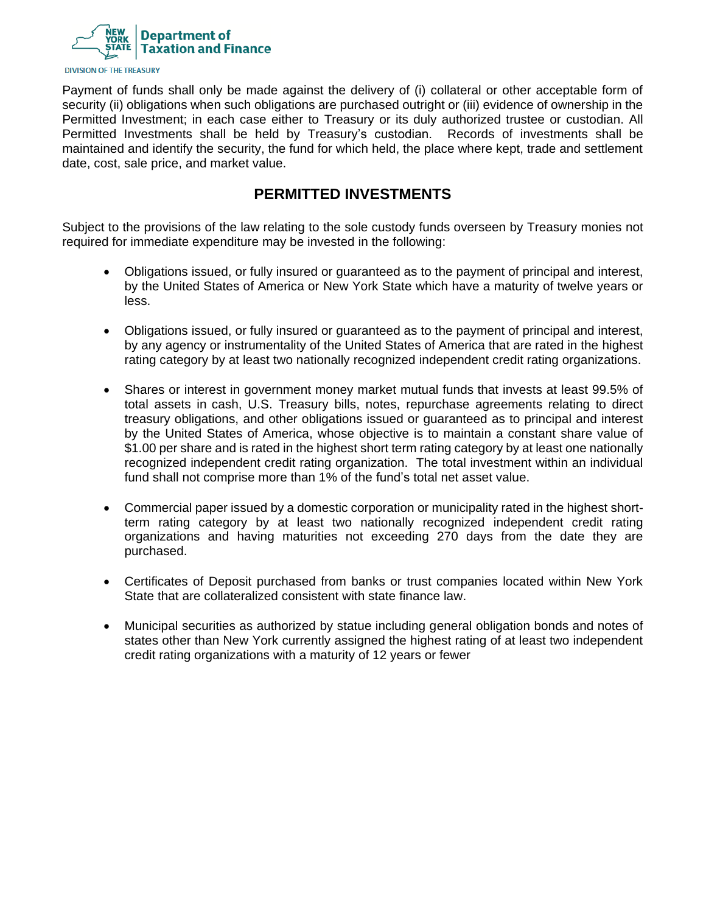Payment of funds shall only be made against the delivery of (i) collateral or other acceptable form of security (ii) obligations when such obligations are purchased outright or (iii) evidence of ownership in the Permitted Investment; in each case either to Treasury or its duly authorized trustee or custodian. All Permitted Investments shall be held by Treasury's custodian. Records of investments shall be maintained and identify the security, the fund for which held, the place where kept, trade and settlement date, cost, sale price, and market value.

## PERMITTED INVESTMENTS

Subject to the provisions of the law relating to the sole custody funds overseen by Treasury monies not required for immediate expenditure may be invested in the following:

- Obligations issued, or fully insured or guaranteed as to the payment of principal and interest, by the United States of America or New York State which have a maturity of twelve years or less.

- Obligations issued, or fully insured or guaranteed as to the payment of principal and interest, by any agency or instrumentality of the United States of America that are rated in the highest rating category by at least two nationally recognized independent credit rating organizations.

- Shares or interest in government money market mutual funds that invests at least 99.5% of total assets in cash, U.S. Treasury bills, notes, repurchase agreements relating to direct treasury obligations, and other obligations issued or guaranteed as to principal and interest by the United States of America, whose objective is to maintain a constant share value of $1.00 per share and is rated in the highest short term rating category by at least one nationally recognized independent credit rating organization. The total investment within an individual fund shall not comprise more than 1% of the fund's total net asset value.

- Commercial paper issued by a domestic corporation or municipality rated in the highest short-term rating category by at least two nationally recognized independent credit rating organizations and having maturities not exceeding 270 days from the date they are purchased.

- Certificates of Deposit purchased from banks or trust companies located within New York State that are collateralized consistent with state finance law.

- Municipal securities as authorized by statue including general obligation bonds and notes of states other than New York currently assigned the highest rating of at least two independent credit rating organizations with a maturity of 12 years or fewer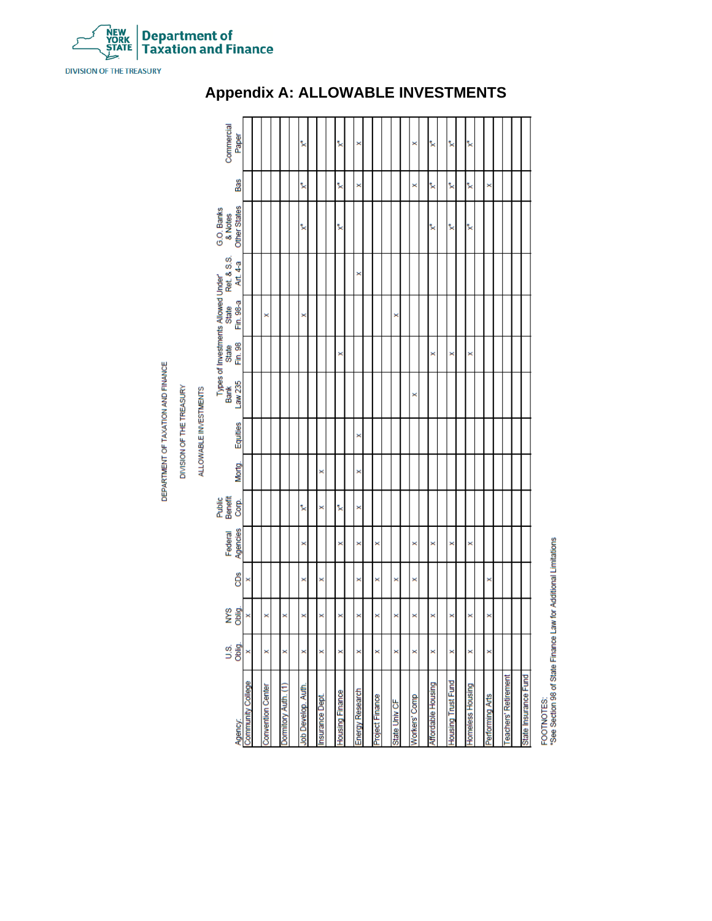# Appendix A: ALLOWABLE INVESTMENTS

DEPARTMENT OF TAXATION AND FINANCE

DIVISION OF THE TREASURY

ALLOWABLE INVESTMENTS

| Agency: | U.S. Oblig. | NYS Oblig. | CDs | Federal Agencies | Public Benefit Corp. | Mortg. | Equities | Types of Investments Allowed Under' Bank Law 235 | State Fin. 98 | State Fin. 98-a | Ret. & S.S. Art. 4-a | G.O. Banks & Notes Other States | Bas | Commercial Paper |
|---|---|---|---|---|---|---|---|---|---|---|---|---|---|---|
| Community College | x | x | x | | | | | | | | | | | |
| Convention Center | x | x | | | | | | | | x | | | | |
| Dormitory Auth. (1) | x | x | | | | | | | | | | | | |
| Job Develop. Auth. | x | x | x | x | x* | | | | | x | | x* | x* | x* |
| Insurance Dept. | x | x | x | | x | x | | | | | | | | |
| Housing Finance | x | x | | x | x* | | | | x | | | x* | x* | x* |
| Energy Research | x | x | x | x | x | x | x | | | | x | | x | x |
| Project Finance | x | x | x | x | | | | | | | | | | |
| State Univ CF | x | x | x | | | | | | | x | | | | |
| Workers' Comp | x | x | x | x | | | | x | | | | | x | x |
| Affordable Housing | x | x | | x | | | | | x | | | x* | x* | x* |
| Housing Trust Fund | x | x | | x | | | | | x | | | x* | x* | x* |
| Homeless Housing | x | x | | x | | | | | x | | | x* | x* | x* |
| Performing Arts | x | x | x | | | | | | | | | | x | |
| Teachers' Retirement | | | | | | | | | | | | | | |
| State Insurance Fund | | | | | | | | | | | | | | |

FOOTNOTES:
*See Section 98 of State Finance Law for Additional Limitations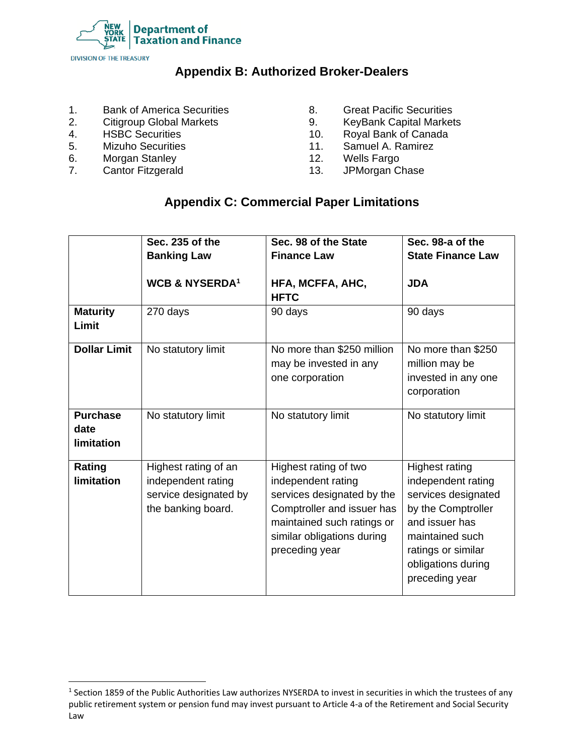## Appendix B: Authorized Broker-Dealers

1. Bank of America Securities
2. Citigroup Global Markets
4. HSBC Securities
5. Mizuho Securities
6. Morgan Stanley
7. Cantor Fitzgerald
8. Great Pacific Securities
9. KeyBank Capital Markets
10. Royal Bank of Canada
11. Samuel A. Ramirez
12. Wells Fargo
13. JPMorgan Chase

## Appendix C: Commercial Paper Limitations

| | **Sec. 235 of the Banking Law**<br><br>**WCB & NYSERDA**[1] | **Sec. 98 of the State Finance Law**<br><br>**HFA, MCFFA, AHC, HFTC** | **Sec. 98-a of the State Finance Law**<br><br>**JDA** |
|---|---|---|---|
| **Maturity Limit** | 270 days | 90 days | 90 days |
| **Dollar Limit** | No statutory limit | No more than $250 million may be invested in any one corporation | No more than $250 million may be invested in any one corporation |
| **Purchase date limitation** | No statutory limit | No statutory limit | No statutory limit |
| **Rating limitation** | Highest rating of an independent rating service designated by the banking board. | Highest rating of two independent rating services designated by the Comptroller and issuer has maintained such ratings or similar obligations during preceding year | Highest rating independent rating services designated by the Comptroller and issuer has maintained such ratings or similar obligations during preceding year |

[1] Section 1859 of the Public Authorities Law authorizes NYSERDA to invest in securities in which the trustees of any public retirement system or pension fund may invest pursuant to Article 4-a of the Retirement and Social Security Law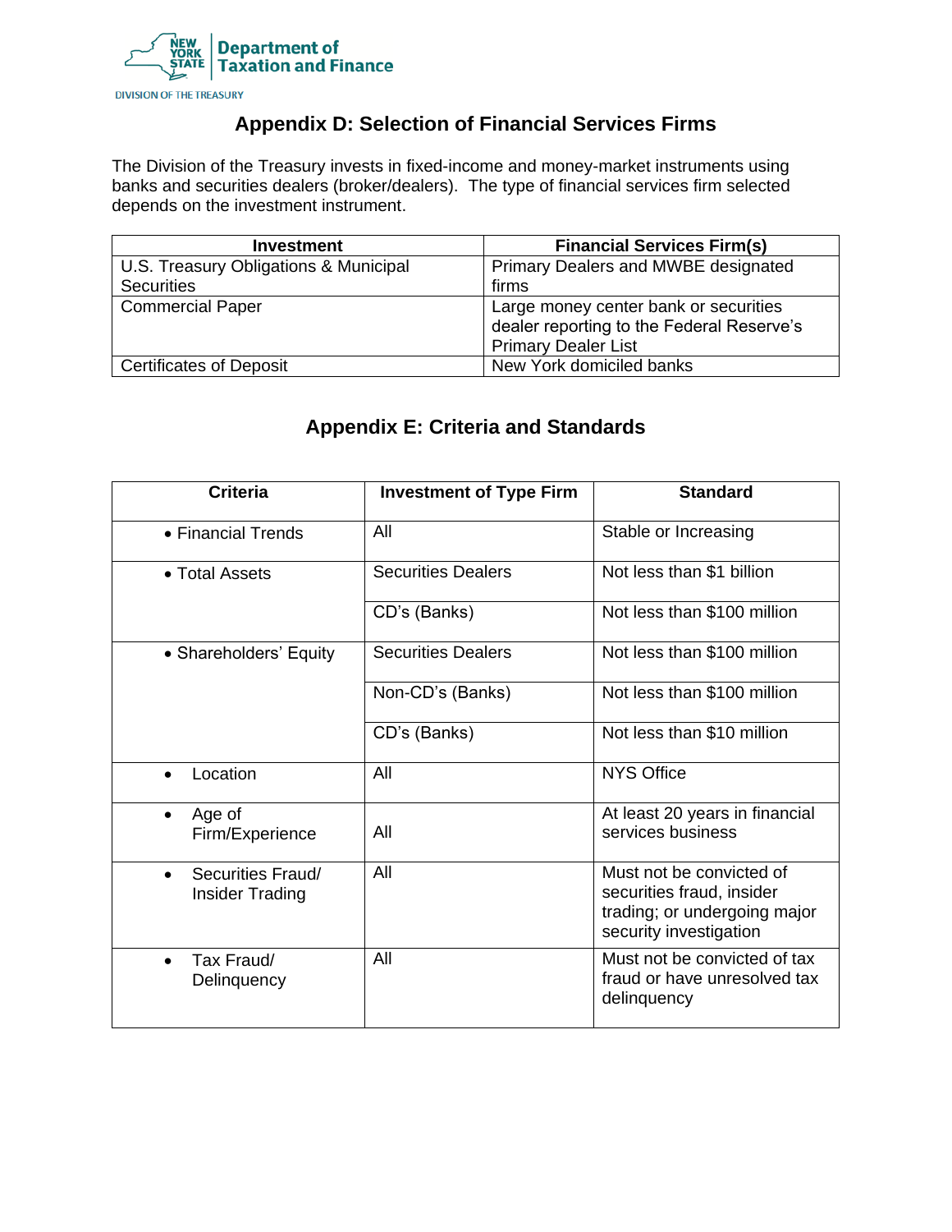## Appendix D: Selection of Financial Services Firms

The Division of the Treasury invests in fixed-income and money-market instruments using banks and securities dealers (broker/dealers). The type of financial services firm selected depends on the investment instrument.

| Investment | Financial Services Firm(s) |
|---|---|
| U.S. Treasury Obligations & Municipal Securities | Primary Dealers and MWBE designated firms |
| Commercial Paper | Large money center bank or securities dealer reporting to the Federal Reserve's Primary Dealer List |
| Certificates of Deposit | New York domiciled banks |

## Appendix E: Criteria and Standards

| Criteria | Investment of Type Firm | Standard |
|---|---|---|
| • Financial Trends | All | Stable or Increasing |
| • Total Assets | Securities Dealers | Not less than $1 billion |
| | CD's (Banks) | Not less than $100 million |
| • Shareholders' Equity | Securities Dealers | Not less than $100 million |
| | Non-CD's (Banks) | Not less than $100 million |
| | CD's (Banks) | Not less than $10 million |
| • Location | All | NYS Office |
| • Age of Firm/Experience | All | At least 20 years in financial services business |
| • Securities Fraud/ Insider Trading | All | Must not be convicted of securities fraud, insider trading; or undergoing major security investigation |
| • Tax Fraud/ Delinquency | All | Must not be convicted of tax fraud or have unresolved tax delinquency |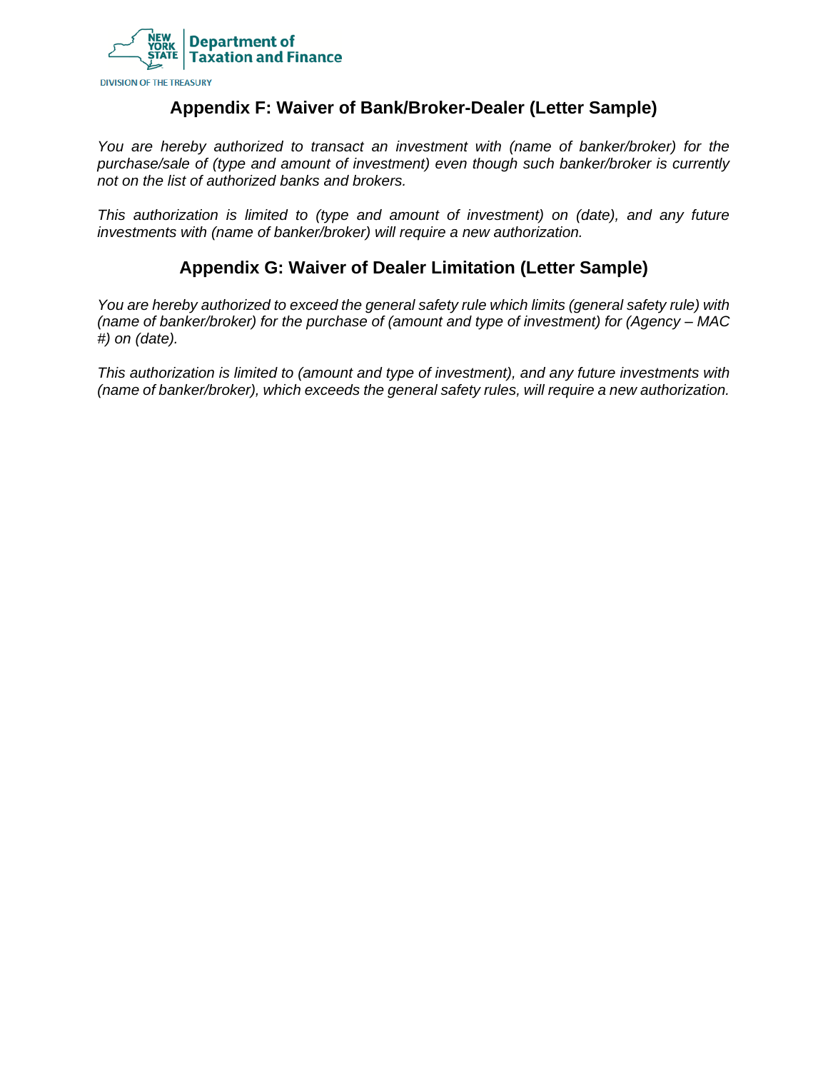## Appendix F: Waiver of Bank/Broker-Dealer (Letter Sample)

*You are hereby authorized to transact an investment with (name of banker/broker) for the purchase/sale of (type and amount of investment) even though such banker/broker is currently not on the list of authorized banks and brokers.*

*This authorization is limited to (type and amount of investment) on (date), and any future investments with (name of banker/broker) will require a new authorization.*

## Appendix G: Waiver of Dealer Limitation (Letter Sample)

*You are hereby authorized to exceed the general safety rule which limits (general safety rule) with (name of banker/broker) for the purchase of (amount and type of investment) for (Agency – MAC #) on (date).*

*This authorization is limited to (amount and type of investment), and any future investments with (name of banker/broker), which exceeds the general safety rules, will require a new authorization.*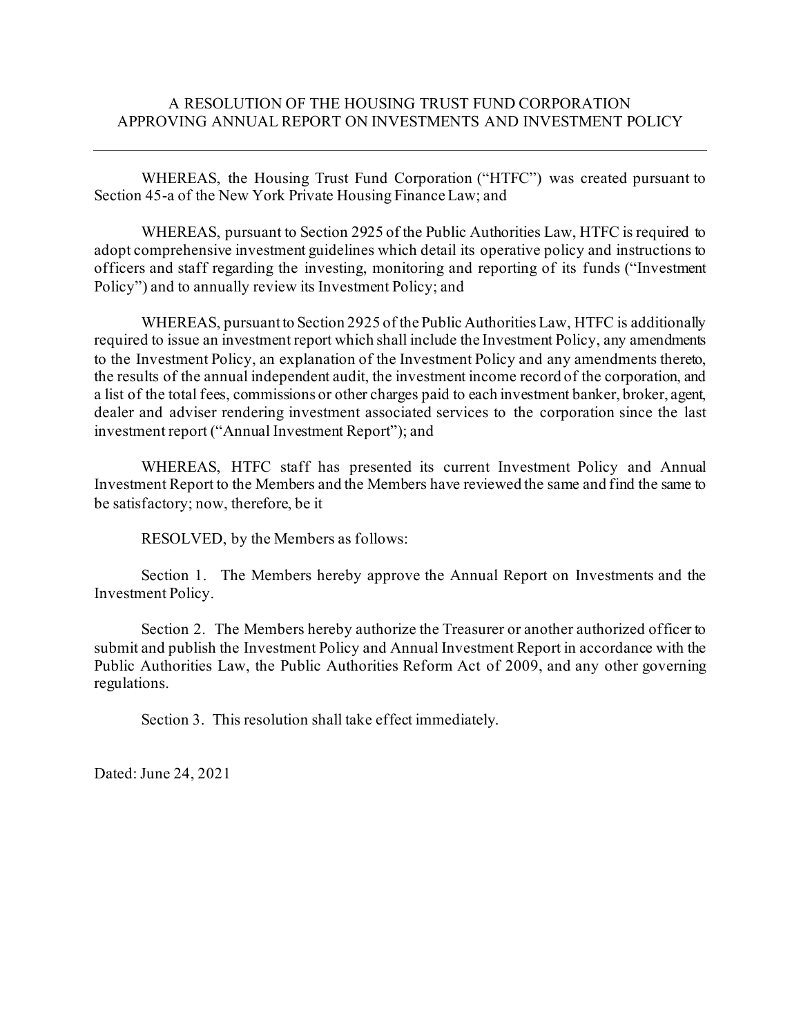# A RESOLUTION OF THE HOUSING TRUST FUND CORPORATION APPROVING ANNUAL REPORT ON INVESTMENTS AND INVESTMENT POLICY

---

WHEREAS, the Housing Trust Fund Corporation ("HTFC") was created pursuant to Section 45-a of the New York Private Housing Finance Law; and

WHEREAS, pursuant to Section 2925 of the Public Authorities Law, HTFC is required to adopt comprehensive investment guidelines which detail its operative policy and instructions to officers and staff regarding the investing, monitoring and reporting of its funds ("Investment Policy") and to annually review its Investment Policy; and

WHEREAS, pursuant to Section 2925 of the Public Authorities Law, HTFC is additionally required to issue an investment report which shall include the Investment Policy, any amendments to the Investment Policy, an explanation of the Investment Policy and any amendments thereto, the results of the annual independent audit, the investment income record of the corporation, and a list of the total fees, commissions or other charges paid to each investment banker, broker, agent, dealer and adviser rendering investment associated services to the corporation since the last investment report ("Annual Investment Report"); and

WHEREAS, HTFC staff has presented its current Investment Policy and Annual Investment Report to the Members and the Members have reviewed the same and find the same to be satisfactory; now, therefore, be it

RESOLVED, by the Members as follows:

Section 1. The Members hereby approve the Annual Report on Investments and the Investment Policy.

Section 2. The Members hereby authorize the Treasurer or another authorized officer to submit and publish the Investment Policy and Annual Investment Report in accordance with the Public Authorities Law, the Public Authorities Reform Act of 2009, and any other governing regulations.

Section 3. This resolution shall take effect immediately.

Dated: June 24, 2021